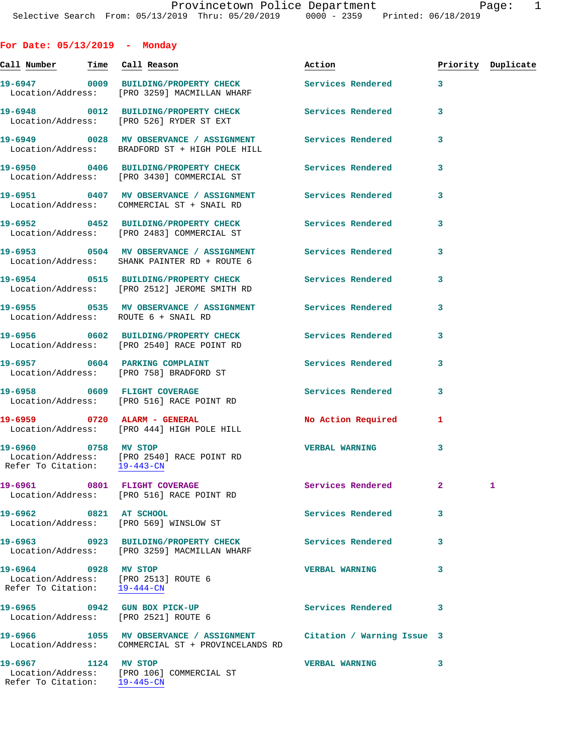## For Date: 05/13/2019 - Monday

| Call Number | Time | Call Reason | Action | Priority | Duplicate |
|---|---|---|---|---|---|
| 19-6947 | 0009 | BUILDING/PROPERTY CHECK | Services Rendered | 3 | |
| Location/Address: | | [PRO 3259] MACMILLAN WHARF | | | |
| 19-6948 | 0012 | BUILDING/PROPERTY CHECK | Services Rendered | 3 | |
| Location/Address: | | [PRO 526] RYDER ST EXT | | | |
| 19-6949 | 0028 | MV OBSERVANCE / ASSIGNMENT | Services Rendered | 3 | |
| Location/Address: | | BRADFORD ST + HIGH POLE HILL | | | |
| 19-6950 | 0406 | BUILDING/PROPERTY CHECK | Services Rendered | 3 | |
| Location/Address: | | [PRO 3430] COMMERCIAL ST | | | |
| 19-6951 | 0407 | MV OBSERVANCE / ASSIGNMENT | Services Rendered | 3 | |
| Location/Address: | | COMMERCIAL ST + SNAIL RD | | | |
| 19-6952 | 0452 | BUILDING/PROPERTY CHECK | Services Rendered | 3 | |
| Location/Address: | | [PRO 2483] COMMERCIAL ST | | | |
| 19-6953 | 0504 | MV OBSERVANCE / ASSIGNMENT | Services Rendered | 3 | |
| Location/Address: | | SHANK PAINTER RD + ROUTE 6 | | | |
| 19-6954 | 0515 | BUILDING/PROPERTY CHECK | Services Rendered | 3 | |
| Location/Address: | | [PRO 2512] JEROME SMITH RD | | | |
| 19-6955 | 0535 | MV OBSERVANCE / ASSIGNMENT | Services Rendered | 3 | |
| Location/Address: | | ROUTE 6 + SNAIL RD | | | |
| 19-6956 | 0602 | BUILDING/PROPERTY CHECK | Services Rendered | 3 | |
| Location/Address: | | [PRO 2540] RACE POINT RD | | | |
| 19-6957 | 0604 | PARKING COMPLAINT | Services Rendered | 3 | |
| Location/Address: | | [PRO 758] BRADFORD ST | | | |
| 19-6958 | 0609 | FLIGHT COVERAGE | Services Rendered | 3 | |
| Location/Address: | | [PRO 516] RACE POINT RD | | | |
| 19-6959 | 0720 | ALARM - GENERAL | No Action Required | 1 | |
| Location/Address: | | [PRO 444] HIGH POLE HILL | | | |
| 19-6960 | 0758 | MV STOP | VERBAL WARNING | 3 | |
| Location/Address: | | [PRO 2540] RACE POINT RD | | | |
| Refer To Citation: | | 19-443-CN | | | |
| 19-6961 | 0801 | FLIGHT COVERAGE | Services Rendered | 2 | 1 |
| Location/Address: | | [PRO 516] RACE POINT RD | | | |
| 19-6962 | 0821 | AT SCHOOL | Services Rendered | 3 | |
| Location/Address: | | [PRO 569] WINSLOW ST | | | |
| 19-6963 | 0923 | BUILDING/PROPERTY CHECK | Services Rendered | 3 | |
| Location/Address: | | [PRO 3259] MACMILLAN WHARF | | | |
| 19-6964 | 0928 | MV STOP | VERBAL WARNING | 3 | |
| Location/Address: | | [PRO 2513] ROUTE 6 | | | |
| Refer To Citation: | | 19-444-CN | | | |
| 19-6965 | 0942 | GUN BOX PICK-UP | Services Rendered | 3 | |
| Location/Address: | | [PRO 2521] ROUTE 6 | | | |
| 19-6966 | 1055 | MV OBSERVANCE / ASSIGNMENT | Citation / Warning Issue | 3 | |
| Location/Address: | | COMMERCIAL ST + PROVINCELANDS RD | | | |
| 19-6967 | 1124 | MV STOP | VERBAL WARNING | 3 | |
| Location/Address: | | [PRO 106] COMMERCIAL ST | | | |
| Refer To Citation: | | 19-445-CN | | | |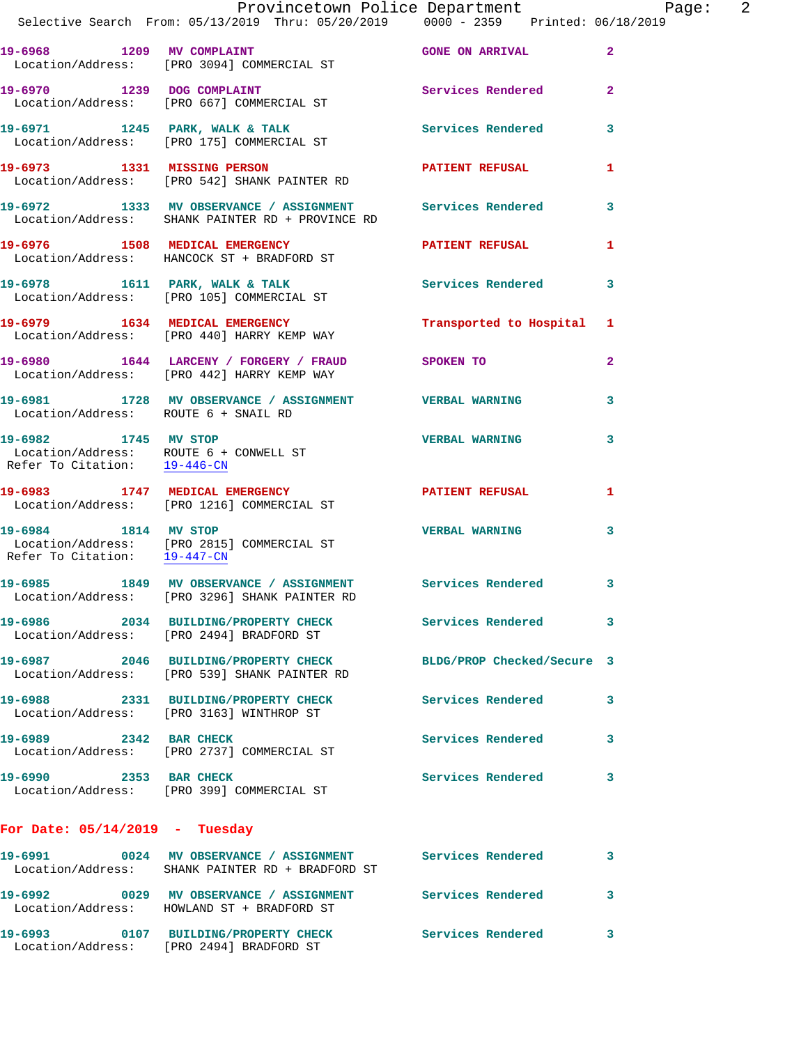19-6968 1209 MV COMPLAINT GONE ON ARRIVAL 2
Location/Address: [PRO 3094] COMMERCIAL ST

19-6970 1239 DOG COMPLAINT Services Rendered 2
Location/Address: [PRO 667] COMMERCIAL ST

19-6971 1245 PARK, WALK & TALK Services Rendered 3
Location/Address: [PRO 175] COMMERCIAL ST

19-6973 1331 MISSING PERSON PATIENT REFUSAL 1
Location/Address: [PRO 542] SHANK PAINTER RD

19-6972 1333 MV OBSERVANCE / ASSIGNMENT Services Rendered 3
Location/Address: SHANK PAINTER RD + PROVINCE RD

19-6976 1508 MEDICAL EMERGENCY PATIENT REFUSAL 1
Location/Address: HANCOCK ST + BRADFORD ST

19-6978 1611 PARK, WALK & TALK Services Rendered 3
Location/Address: [PRO 105] COMMERCIAL ST

19-6979 1634 MEDICAL EMERGENCY Transported to Hospital 1
Location/Address: [PRO 440] HARRY KEMP WAY

19-6980 1644 LARCENY / FORGERY / FRAUD SPOKEN TO 2
Location/Address: [PRO 442] HARRY KEMP WAY

19-6981 1728 MV OBSERVANCE / ASSIGNMENT VERBAL WARNING 3
Location/Address: ROUTE 6 + SNAIL RD

19-6982 1745 MV STOP VERBAL WARNING 3
Location/Address: ROUTE 6 + CONWELL ST
Refer To Citation: 19-446-CN

19-6983 1747 MEDICAL EMERGENCY PATIENT REFUSAL 1
Location/Address: [PRO 1216] COMMERCIAL ST

19-6984 1814 MV STOP VERBAL WARNING 3
Location/Address: [PRO 2815] COMMERCIAL ST
Refer To Citation: 19-447-CN

19-6985 1849 MV OBSERVANCE / ASSIGNMENT Services Rendered 3
Location/Address: [PRO 3296] SHANK PAINTER RD

19-6986 2034 BUILDING/PROPERTY CHECK Services Rendered 3
Location/Address: [PRO 2494] BRADFORD ST

19-6987 2046 BUILDING/PROPERTY CHECK BLDG/PROP Checked/Secure 3
Location/Address: [PRO 539] SHANK PAINTER RD

19-6988 2331 BUILDING/PROPERTY CHECK Services Rendered 3
Location/Address: [PRO 3163] WINTHROP ST

19-6989 2342 BAR CHECK Services Rendered 3
Location/Address: [PRO 2737] COMMERCIAL ST

19-6990 2353 BAR CHECK Services Rendered 3
Location/Address: [PRO 399] COMMERCIAL ST

## For Date: 05/14/2019 - Tuesday

19-6991 0024 MV OBSERVANCE / ASSIGNMENT Services Rendered 3
Location/Address: SHANK PAINTER RD + BRADFORD ST

19-6992 0029 MV OBSERVANCE / ASSIGNMENT Services Rendered 3
Location/Address: HOWLAND ST + BRADFORD ST

19-6993 0107 BUILDING/PROPERTY CHECK Services Rendered 3
Location/Address: [PRO 2494] BRADFORD ST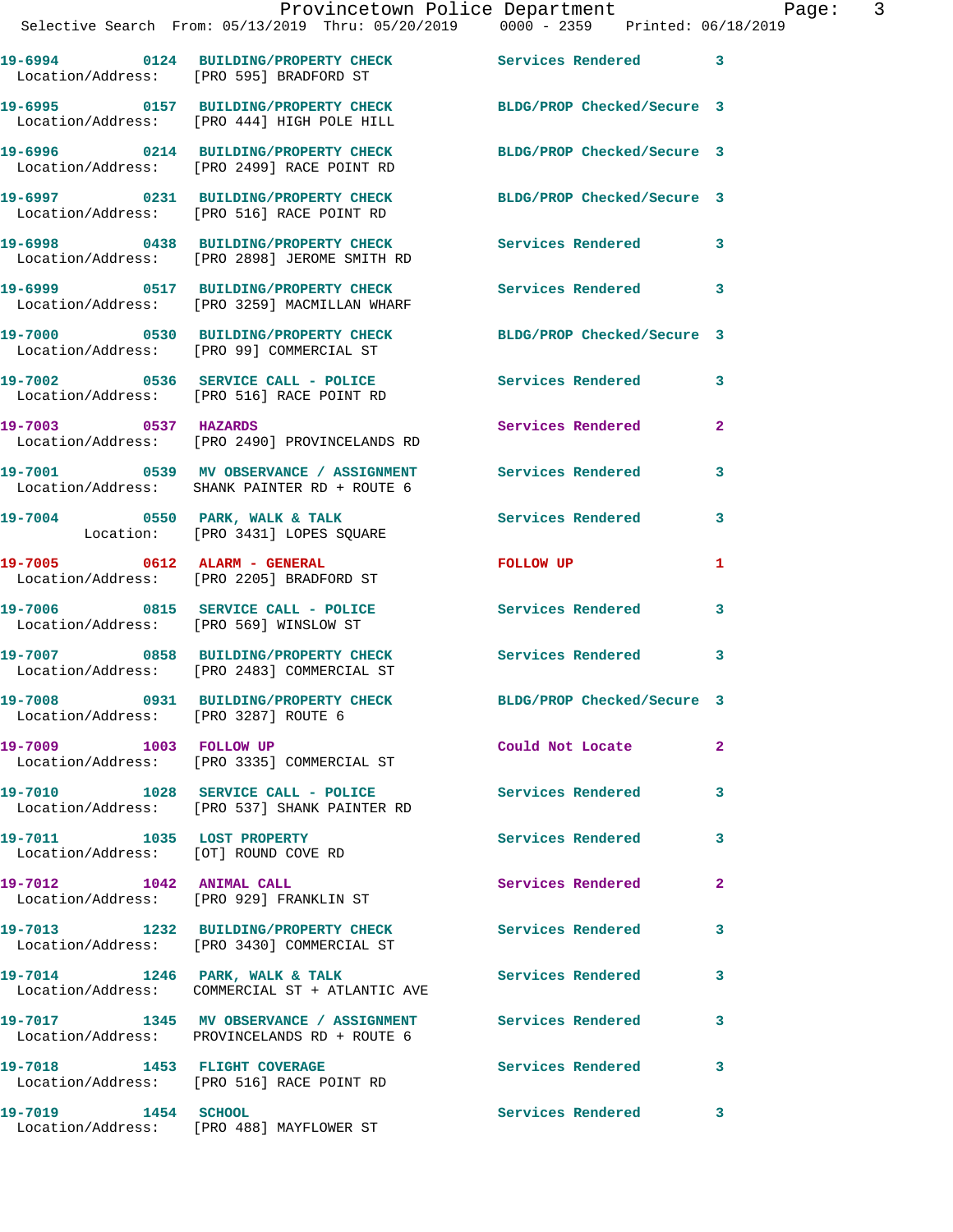19-6994 0124 BUILDING/PROPERTY CHECK Services Rendered 3
Location/Address: [PRO 595] BRADFORD ST

19-6995 0157 BUILDING/PROPERTY CHECK BLDG/PROP Checked/Secure 3
Location/Address: [PRO 444] HIGH POLE HILL

19-6996 0214 BUILDING/PROPERTY CHECK BLDG/PROP Checked/Secure 3
Location/Address: [PRO 2499] RACE POINT RD

19-6997 0231 BUILDING/PROPERTY CHECK BLDG/PROP Checked/Secure 3
Location/Address: [PRO 516] RACE POINT RD

19-6998 0438 BUILDING/PROPERTY CHECK Services Rendered 3
Location/Address: [PRO 2898] JEROME SMITH RD

19-6999 0517 BUILDING/PROPERTY CHECK Services Rendered 3
Location/Address: [PRO 3259] MACMILLAN WHARF

19-7000 0530 BUILDING/PROPERTY CHECK BLDG/PROP Checked/Secure 3
Location/Address: [PRO 99] COMMERCIAL ST

19-7002 0536 SERVICE CALL - POLICE Services Rendered 3
Location/Address: [PRO 516] RACE POINT RD

19-7003 0537 HAZARDS Services Rendered 2
Location/Address: [PRO 2490] PROVINCELANDS RD

19-7001 0539 MV OBSERVANCE / ASSIGNMENT Services Rendered 3
Location/Address: SHANK PAINTER RD + ROUTE 6

19-7004 0550 PARK, WALK & TALK Services Rendered 3
Location: [PRO 3431] LOPES SQUARE

19-7005 0612 ALARM - GENERAL FOLLOW UP 1
Location/Address: [PRO 2205] BRADFORD ST

19-7006 0815 SERVICE CALL - POLICE Services Rendered 3
Location/Address: [PRO 569] WINSLOW ST

19-7007 0858 BUILDING/PROPERTY CHECK Services Rendered 3
Location/Address: [PRO 2483] COMMERCIAL ST

19-7008 0931 BUILDING/PROPERTY CHECK BLDG/PROP Checked/Secure 3
Location/Address: [PRO 3287] ROUTE 6

19-7009 1003 FOLLOW UP Could Not Locate 2
Location/Address: [PRO 3335] COMMERCIAL ST

19-7010 1028 SERVICE CALL - POLICE Services Rendered 3
Location/Address: [PRO 537] SHANK PAINTER RD

19-7011 1035 LOST PROPERTY Services Rendered 3
Location/Address: [OT] ROUND COVE RD

19-7012 1042 ANIMAL CALL Services Rendered 2
Location/Address: [PRO 929] FRANKLIN ST

19-7013 1232 BUILDING/PROPERTY CHECK Services Rendered 3
Location/Address: [PRO 3430] COMMERCIAL ST

19-7014 1246 PARK, WALK & TALK Services Rendered 3
Location/Address: COMMERCIAL ST + ATLANTIC AVE

19-7017 1345 MV OBSERVANCE / ASSIGNMENT Services Rendered 3
Location/Address: PROVINCELANDS RD + ROUTE 6

19-7018 1453 FLIGHT COVERAGE Services Rendered 3
Location/Address: [PRO 516] RACE POINT RD

19-7019 1454 SCHOOL Services Rendered 3
Location/Address: [PRO 488] MAYFLOWER ST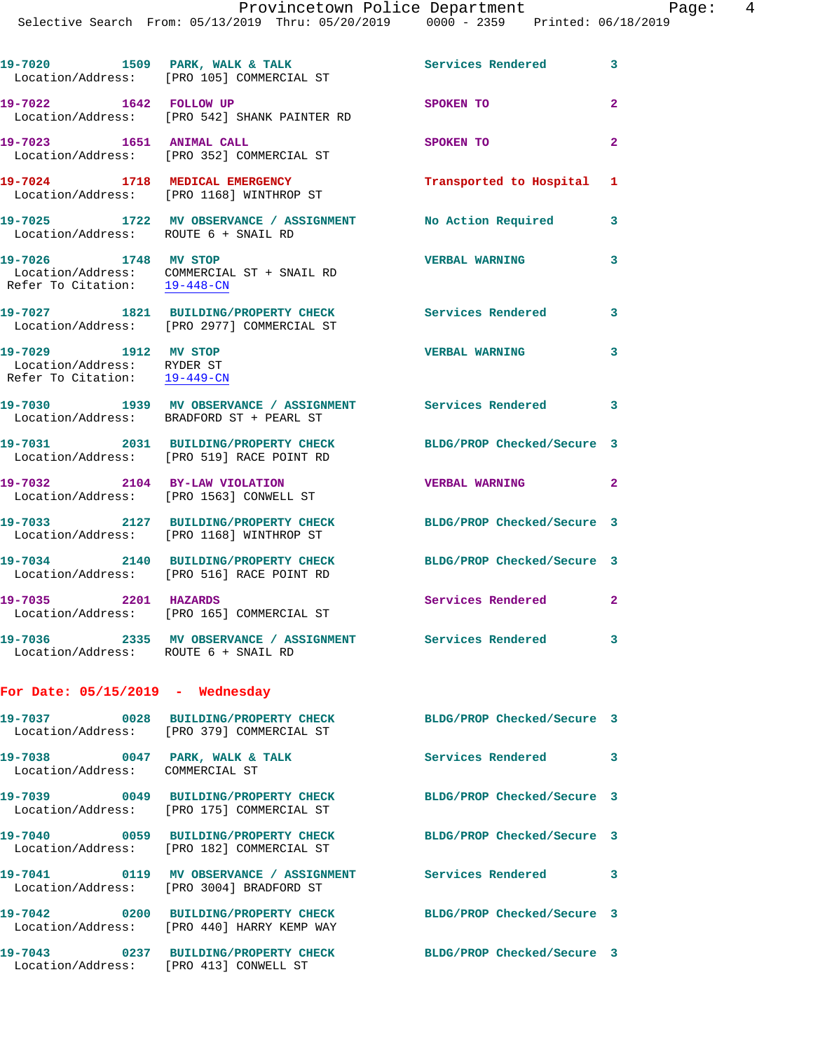19-7020 1509 PARK, WALK & TALK Services Rendered 3
Location/Address: [PRO 105] COMMERCIAL ST

19-7022 1642 FOLLOW UP SPOKEN TO 2
Location/Address: [PRO 542] SHANK PAINTER RD

19-7023 1651 ANIMAL CALL SPOKEN TO 2
Location/Address: [PRO 352] COMMERCIAL ST

19-7024 1718 MEDICAL EMERGENCY Transported to Hospital 1
Location/Address: [PRO 1168] WINTHROP ST

19-7025 1722 MV OBSERVANCE / ASSIGNMENT No Action Required 3
Location/Address: ROUTE 6 + SNAIL RD

19-7026 1748 MV STOP VERBAL WARNING 3
Location/Address: COMMERCIAL ST + SNAIL RD
Refer To Citation: 19-448-CN

19-7027 1821 BUILDING/PROPERTY CHECK Services Rendered 3
Location/Address: [PRO 2977] COMMERCIAL ST

19-7029 1912 MV STOP VERBAL WARNING 3
Location/Address: RYDER ST
Refer To Citation: 19-449-CN

19-7030 1939 MV OBSERVANCE / ASSIGNMENT Services Rendered 3
Location/Address: BRADFORD ST + PEARL ST

19-7031 2031 BUILDING/PROPERTY CHECK BLDG/PROP Checked/Secure 3
Location/Address: [PRO 519] RACE POINT RD

19-7032 2104 BY-LAW VIOLATION VERBAL WARNING 2
Location/Address: [PRO 1563] CONWELL ST

19-7033 2127 BUILDING/PROPERTY CHECK BLDG/PROP Checked/Secure 3
Location/Address: [PRO 1168] WINTHROP ST

19-7034 2140 BUILDING/PROPERTY CHECK BLDG/PROP Checked/Secure 3
Location/Address: [PRO 516] RACE POINT RD

19-7035 2201 HAZARDS Services Rendered 2
Location/Address: [PRO 165] COMMERCIAL ST

19-7036 2335 MV OBSERVANCE / ASSIGNMENT Services Rendered 3
Location/Address: ROUTE 6 + SNAIL RD

**For Date: 05/15/2019 - Wednesday**

19-7037 0028 BUILDING/PROPERTY CHECK BLDG/PROP Checked/Secure 3
Location/Address: [PRO 379] COMMERCIAL ST

19-7038 0047 PARK, WALK & TALK Services Rendered 3
Location/Address: COMMERCIAL ST

19-7039 0049 BUILDING/PROPERTY CHECK BLDG/PROP Checked/Secure 3
Location/Address: [PRO 175] COMMERCIAL ST

19-7040 0059 BUILDING/PROPERTY CHECK BLDG/PROP Checked/Secure 3
Location/Address: [PRO 182] COMMERCIAL ST

19-7041 0119 MV OBSERVANCE / ASSIGNMENT Services Rendered 3
Location/Address: [PRO 3004] BRADFORD ST

19-7042 0200 BUILDING/PROPERTY CHECK BLDG/PROP Checked/Secure 3
Location/Address: [PRO 440] HARRY KEMP WAY

19-7043 0237 BUILDING/PROPERTY CHECK BLDG/PROP Checked/Secure 3
Location/Address: [PRO 413] CONWELL ST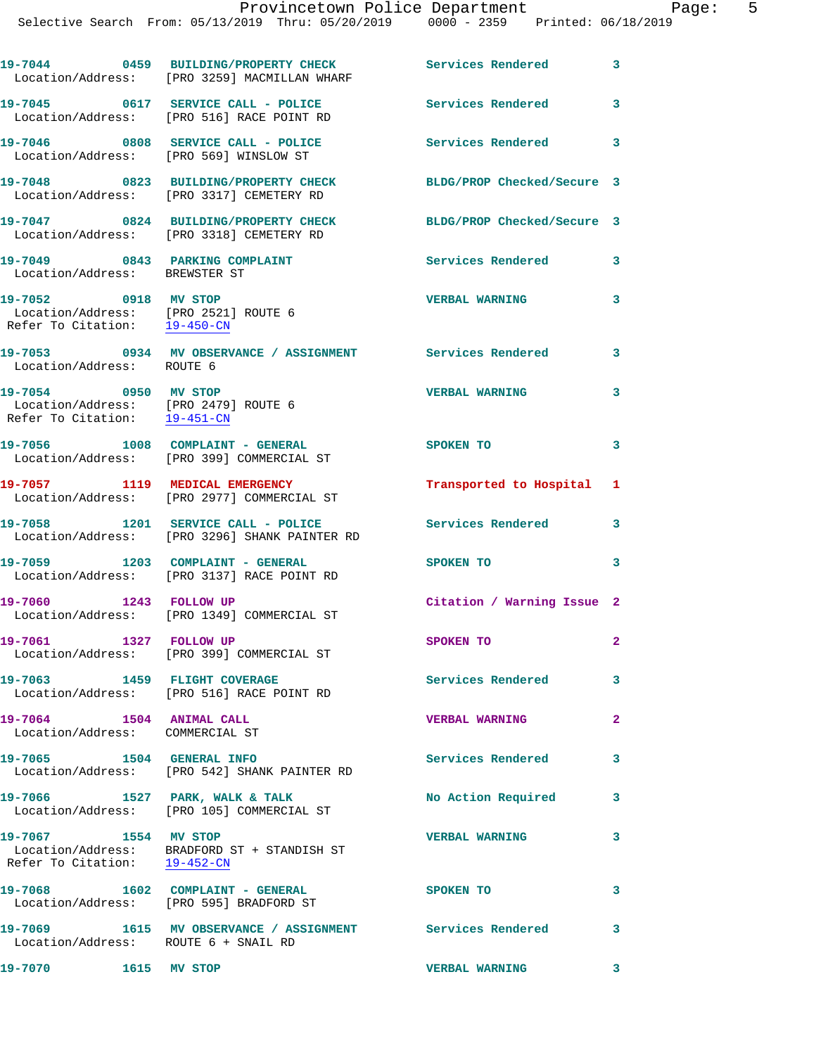19-7044 0459 BUILDING/PROPERTY CHECK Services Rendered 3
Location/Address: [PRO 3259] MACMILLAN WHARF

19-7045 0617 SERVICE CALL - POLICE Services Rendered 3
Location/Address: [PRO 516] RACE POINT RD

19-7046 0808 SERVICE CALL - POLICE Services Rendered 3
Location/Address: [PRO 569] WINSLOW ST

19-7048 0823 BUILDING/PROPERTY CHECK BLDG/PROP Checked/Secure 3
Location/Address: [PRO 3317] CEMETERY RD

19-7047 0824 BUILDING/PROPERTY CHECK BLDG/PROP Checked/Secure 3
Location/Address: [PRO 3318] CEMETERY RD

19-7049 0843 PARKING COMPLAINT Services Rendered 3
Location/Address: BREWSTER ST

19-7052 0918 MV STOP VERBAL WARNING 3
Location/Address: [PRO 2521] ROUTE 6
Refer To Citation: 19-450-CN

19-7053 0934 MV OBSERVANCE / ASSIGNMENT Services Rendered 3
Location/Address: ROUTE 6

19-7054 0950 MV STOP VERBAL WARNING 3
Location/Address: [PRO 2479] ROUTE 6
Refer To Citation: 19-451-CN

19-7056 1008 COMPLAINT - GENERAL SPOKEN TO 3
Location/Address: [PRO 399] COMMERCIAL ST

19-7057 1119 MEDICAL EMERGENCY Transported to Hospital 1
Location/Address: [PRO 2977] COMMERCIAL ST

19-7058 1201 SERVICE CALL - POLICE Services Rendered 3
Location/Address: [PRO 3296] SHANK PAINTER RD

19-7059 1203 COMPLAINT - GENERAL SPOKEN TO 3
Location/Address: [PRO 3137] RACE POINT RD

19-7060 1243 FOLLOW UP Citation / Warning Issue 2
Location/Address: [PRO 1349] COMMERCIAL ST

19-7061 1327 FOLLOW UP SPOKEN TO 2
Location/Address: [PRO 399] COMMERCIAL ST

19-7063 1459 FLIGHT COVERAGE Services Rendered 3
Location/Address: [PRO 516] RACE POINT RD

19-7064 1504 ANIMAL CALL VERBAL WARNING 2
Location/Address: COMMERCIAL ST

19-7065 1504 GENERAL INFO Services Rendered 3
Location/Address: [PRO 542] SHANK PAINTER RD

19-7066 1527 PARK, WALK & TALK No Action Required 3
Location/Address: [PRO 105] COMMERCIAL ST

19-7067 1554 MV STOP VERBAL WARNING 3
Location/Address: BRADFORD ST + STANDISH ST
Refer To Citation: 19-452-CN

19-7068 1602 COMPLAINT - GENERAL SPOKEN TO 3
Location/Address: [PRO 595] BRADFORD ST

19-7069 1615 MV OBSERVANCE / ASSIGNMENT Services Rendered 3
Location/Address: ROUTE 6 + SNAIL RD

19-7070 1615 MV STOP VERBAL WARNING 3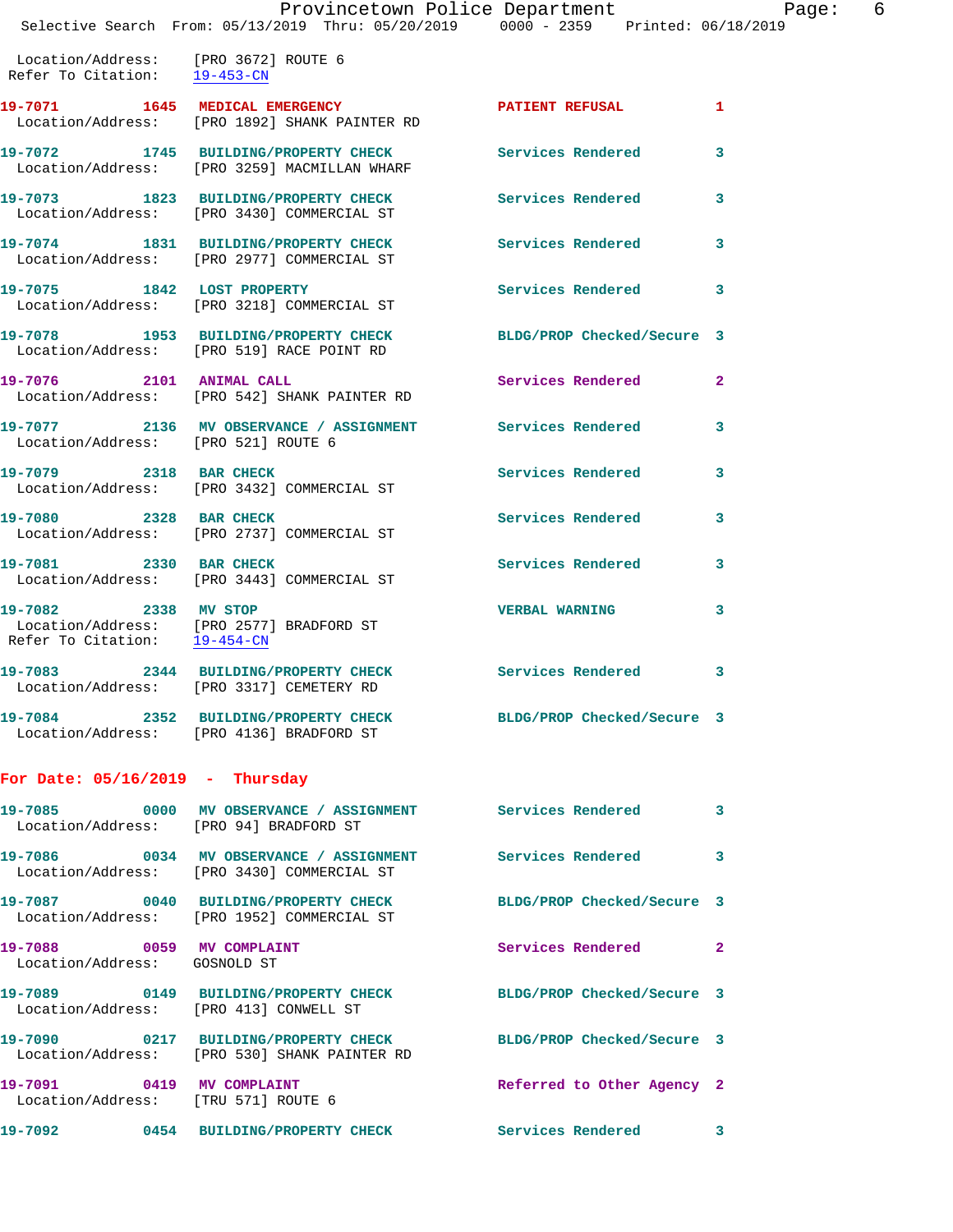Location/Address: [PRO 3672] ROUTE 6
Refer To Citation: 19-453-CN

**19-7071 1645 MEDICAL EMERGENCY** PATIENT REFUSAL 1
Location/Address: [PRO 1892] SHANK PAINTER RD

**19-7072 1745 BUILDING/PROPERTY CHECK** Services Rendered 3
Location/Address: [PRO 3259] MACMILLAN WHARF

**19-7073 1823 BUILDING/PROPERTY CHECK** Services Rendered 3
Location/Address: [PRO 3430] COMMERCIAL ST

**19-7074 1831 BUILDING/PROPERTY CHECK** Services Rendered 3
Location/Address: [PRO 2977] COMMERCIAL ST

**19-7075 1842 LOST PROPERTY** Services Rendered 3
Location/Address: [PRO 3218] COMMERCIAL ST

**19-7078 1953 BUILDING/PROPERTY CHECK** BLDG/PROP Checked/Secure 3
Location/Address: [PRO 519] RACE POINT RD

**19-7076 2101 ANIMAL CALL** Services Rendered 2
Location/Address: [PRO 542] SHANK PAINTER RD

**19-7077 2136 MV OBSERVANCE / ASSIGNMENT** Services Rendered 3
Location/Address: [PRO 521] ROUTE 6

**19-7079 2318 BAR CHECK** Services Rendered 3
Location/Address: [PRO 3432] COMMERCIAL ST

**19-7080 2328 BAR CHECK** Services Rendered 3
Location/Address: [PRO 2737] COMMERCIAL ST

**19-7081 2330 BAR CHECK** Services Rendered 3
Location/Address: [PRO 3443] COMMERCIAL ST

**19-7082 2338 MV STOP** VERBAL WARNING 3
Location/Address: [PRO 2577] BRADFORD ST
Refer To Citation: 19-454-CN

**19-7083 2344 BUILDING/PROPERTY CHECK** Services Rendered 3
Location/Address: [PRO 3317] CEMETERY RD

**19-7084 2352 BUILDING/PROPERTY CHECK** BLDG/PROP Checked/Secure 3
Location/Address: [PRO 4136] BRADFORD ST

## For Date: 05/16/2019 - Thursday

**19-7085 0000 MV OBSERVANCE / ASSIGNMENT** Services Rendered 3
Location/Address: [PRO 94] BRADFORD ST

**19-7086 0034 MV OBSERVANCE / ASSIGNMENT** Services Rendered 3
Location/Address: [PRO 3430] COMMERCIAL ST

**19-7087 0040 BUILDING/PROPERTY CHECK** BLDG/PROP Checked/Secure 3
Location/Address: [PRO 1952] COMMERCIAL ST

**19-7088 0059 MV COMPLAINT** Services Rendered 2
Location/Address: GOSNOLD ST

**19-7089 0149 BUILDING/PROPERTY CHECK** BLDG/PROP Checked/Secure 3
Location/Address: [PRO 413] CONWELL ST

**19-7090 0217 BUILDING/PROPERTY CHECK** BLDG/PROP Checked/Secure 3
Location/Address: [PRO 530] SHANK PAINTER RD

**19-7091 0419 MV COMPLAINT** Referred to Other Agency 2
Location/Address: [TRU 571] ROUTE 6

**19-7092 0454 BUILDING/PROPERTY CHECK** Services Rendered 3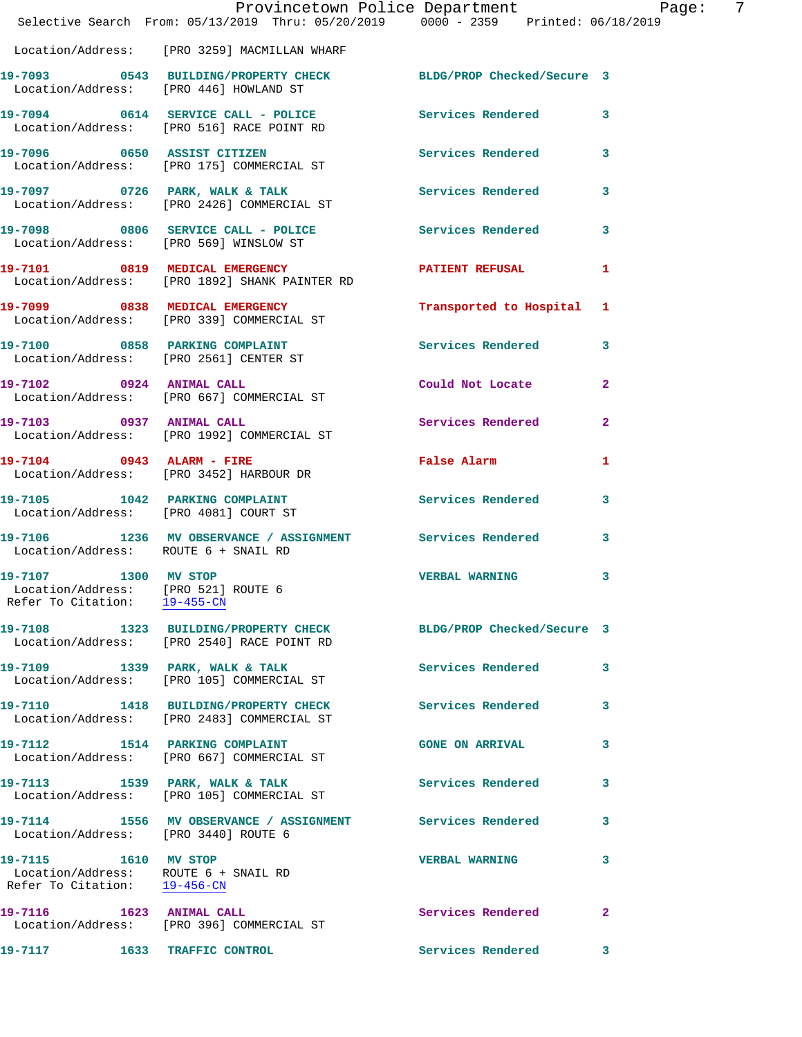Location/Address: [PRO 3259] MACMILLAN WHARF

19-7093 0543 BUILDING/PROPERTY CHECK BLDG/PROP Checked/Secure 3
Location/Address: [PRO 446] HOWLAND ST

19-7094 0614 SERVICE CALL - POLICE Services Rendered 3
Location/Address: [PRO 516] RACE POINT RD

19-7096 0650 ASSIST CITIZEN Services Rendered 3
Location/Address: [PRO 175] COMMERCIAL ST

19-7097 0726 PARK, WALK & TALK Services Rendered 3
Location/Address: [PRO 2426] COMMERCIAL ST

19-7098 0806 SERVICE CALL - POLICE Services Rendered 3
Location/Address: [PRO 569] WINSLOW ST

19-7101 0819 MEDICAL EMERGENCY PATIENT REFUSAL 1
Location/Address: [PRO 1892] SHANK PAINTER RD

19-7099 0838 MEDICAL EMERGENCY Transported to Hospital 1
Location/Address: [PRO 339] COMMERCIAL ST

19-7100 0858 PARKING COMPLAINT Services Rendered 3
Location/Address: [PRO 2561] CENTER ST

19-7102 0924 ANIMAL CALL Could Not Locate 2
Location/Address: [PRO 667] COMMERCIAL ST

19-7103 0937 ANIMAL CALL Services Rendered 2
Location/Address: [PRO 1992] COMMERCIAL ST

19-7104 0943 ALARM - FIRE False Alarm 1
Location/Address: [PRO 3452] HARBOUR DR

19-7105 1042 PARKING COMPLAINT Services Rendered 3
Location/Address: [PRO 4081] COURT ST

19-7106 1236 MV OBSERVANCE / ASSIGNMENT Services Rendered 3
Location/Address: ROUTE 6 + SNAIL RD

19-7107 1300 MV STOP VERBAL WARNING 3
Location/Address: [PRO 521] ROUTE 6
Refer To Citation: 19-455-CN

19-7108 1323 BUILDING/PROPERTY CHECK BLDG/PROP Checked/Secure 3
Location/Address: [PRO 2540] RACE POINT RD

19-7109 1339 PARK, WALK & TALK Services Rendered 3
Location/Address: [PRO 105] COMMERCIAL ST

19-7110 1418 BUILDING/PROPERTY CHECK Services Rendered 3
Location/Address: [PRO 2483] COMMERCIAL ST

19-7112 1514 PARKING COMPLAINT GONE ON ARRIVAL 3
Location/Address: [PRO 667] COMMERCIAL ST

19-7113 1539 PARK, WALK & TALK Services Rendered 3
Location/Address: [PRO 105] COMMERCIAL ST

19-7114 1556 MV OBSERVANCE / ASSIGNMENT Services Rendered 3
Location/Address: [PRO 3440] ROUTE 6

19-7115 1610 MV STOP VERBAL WARNING 3
Location/Address: ROUTE 6 + SNAIL RD
Refer To Citation: 19-456-CN

19-7116 1623 ANIMAL CALL Services Rendered 2
Location/Address: [PRO 396] COMMERCIAL ST

19-7117 1633 TRAFFIC CONTROL Services Rendered 3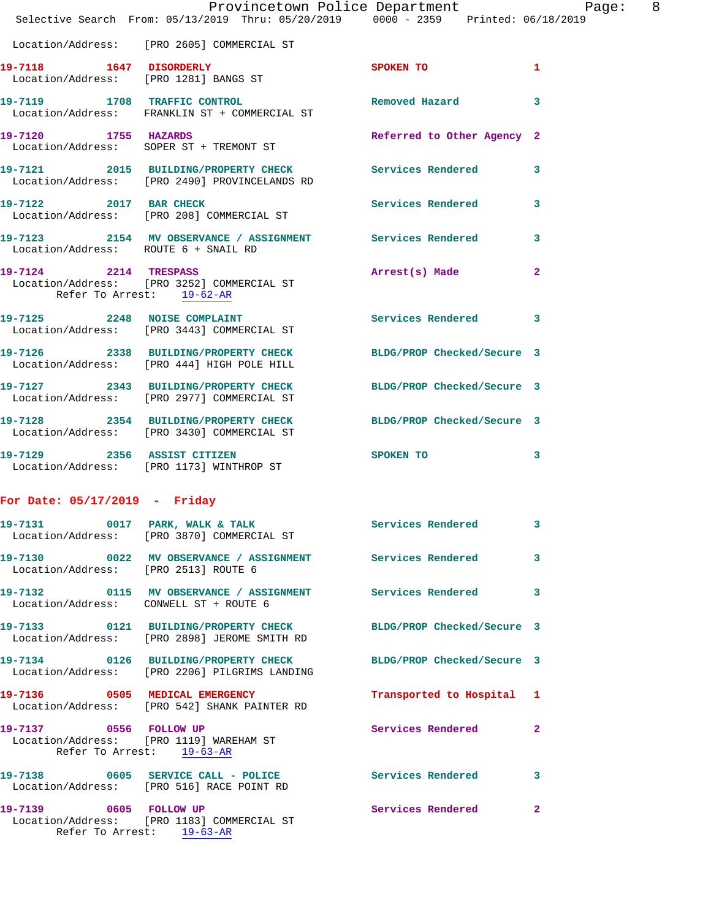Location/Address: [PRO 2605] COMMERCIAL ST

**19-7118 1647 DISORDERLY** SPOKEN TO 1
Location/Address: [PRO 1281] BANGS ST

**19-7119 1708 TRAFFIC CONTROL** Removed Hazard 3
Location/Address: FRANKLIN ST + COMMERCIAL ST

**19-7120 1755 HAZARDS** Referred to Other Agency 2
Location/Address: SOPER ST + TREMONT ST

**19-7121 2015 BUILDING/PROPERTY CHECK** Services Rendered 3
Location/Address: [PRO 2490] PROVINCELANDS RD

**19-7122 2017 BAR CHECK** Services Rendered 3
Location/Address: [PRO 208] COMMERCIAL ST

**19-7123 2154 MV OBSERVANCE / ASSIGNMENT** Services Rendered 3
Location/Address: ROUTE 6 + SNAIL RD

**19-7124 2214 TRESPASS** Arrest(s) Made 2
Location/Address: [PRO 3252] COMMERCIAL ST
Refer To Arrest: 19-62-AR

**19-7125 2248 NOISE COMPLAINT** Services Rendered 3
Location/Address: [PRO 3443] COMMERCIAL ST

**19-7126 2338 BUILDING/PROPERTY CHECK** BLDG/PROP Checked/Secure 3
Location/Address: [PRO 444] HIGH POLE HILL

**19-7127 2343 BUILDING/PROPERTY CHECK** BLDG/PROP Checked/Secure 3
Location/Address: [PRO 2977] COMMERCIAL ST

**19-7128 2354 BUILDING/PROPERTY CHECK** BLDG/PROP Checked/Secure 3
Location/Address: [PRO 3430] COMMERCIAL ST

**19-7129 2356 ASSIST CITIZEN** SPOKEN TO 3
Location/Address: [PRO 1173] WINTHROP ST

## For Date: 05/17/2019 - Friday

**19-7131 0017 PARK, WALK & TALK** Services Rendered 3
Location/Address: [PRO 3870] COMMERCIAL ST

**19-7130 0022 MV OBSERVANCE / ASSIGNMENT** Services Rendered 3
Location/Address: [PRO 2513] ROUTE 6

**19-7132 0115 MV OBSERVANCE / ASSIGNMENT** Services Rendered 3
Location/Address: CONWELL ST + ROUTE 6

**19-7133 0121 BUILDING/PROPERTY CHECK** BLDG/PROP Checked/Secure 3
Location/Address: [PRO 2898] JEROME SMITH RD

**19-7134 0126 BUILDING/PROPERTY CHECK** BLDG/PROP Checked/Secure 3
Location/Address: [PRO 2206] PILGRIMS LANDING

**19-7136 0505 MEDICAL EMERGENCY** Transported to Hospital 1
Location/Address: [PRO 542] SHANK PAINTER RD

**19-7137 0556 FOLLOW UP** Services Rendered 2
Location/Address: [PRO 1119] WAREHAM ST
Refer To Arrest: 19-63-AR

**19-7138 0605 SERVICE CALL - POLICE** Services Rendered 3
Location/Address: [PRO 516] RACE POINT RD

**19-7139 0605 FOLLOW UP** Services Rendered 2
Location/Address: [PRO 1183] COMMERCIAL ST
Refer To Arrest: 19-63-AR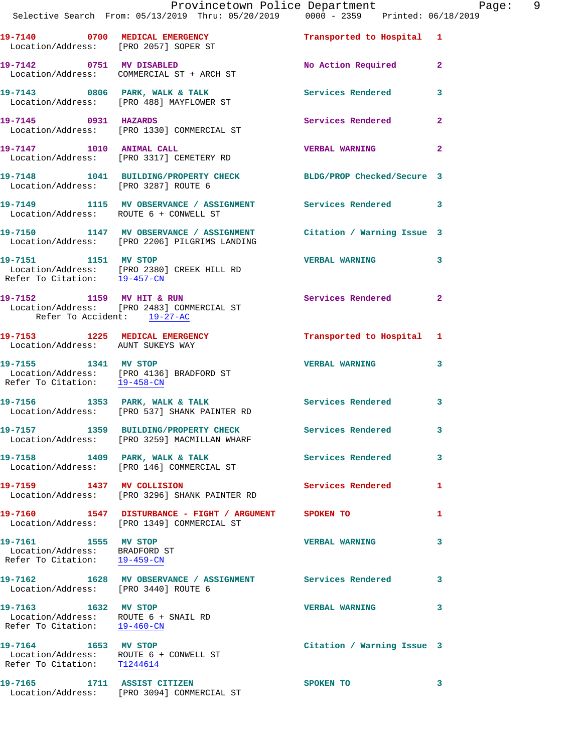19-7140 0700 MEDICAL EMERGENCY Transported to Hospital 1
Location/Address: [PRO 2057] SOPER ST

19-7142 0751 MV DISABLED No Action Required 2
Location/Address: COMMERCIAL ST + ARCH ST

19-7143 0806 PARK, WALK & TALK Services Rendered 3
Location/Address: [PRO 488] MAYFLOWER ST

19-7145 0931 HAZARDS Services Rendered 2
Location/Address: [PRO 1330] COMMERCIAL ST

19-7147 1010 ANIMAL CALL VERBAL WARNING 2
Location/Address: [PRO 3317] CEMETERY RD

19-7148 1041 BUILDING/PROPERTY CHECK BLDG/PROP Checked/Secure 3
Location/Address: [PRO 3287] ROUTE 6

19-7149 1115 MV OBSERVANCE / ASSIGNMENT Services Rendered 3
Location/Address: ROUTE 6 + CONWELL ST

19-7150 1147 MV OBSERVANCE / ASSIGNMENT Citation / Warning Issue 3
Location/Address: [PRO 2206] PILGRIMS LANDING

19-7151 1151 MV STOP VERBAL WARNING 3
Location/Address: [PRO 2380] CREEK HILL RD
Refer To Citation: 19-457-CN

19-7152 1159 MV HIT & RUN Services Rendered 2
Location/Address: [PRO 2483] COMMERCIAL ST
Refer To Accident: 19-27-AC

19-7153 1225 MEDICAL EMERGENCY Transported to Hospital 1
Location/Address: AUNT SUKEYS WAY

19-7155 1341 MV STOP VERBAL WARNING 3
Location/Address: [PRO 4136] BRADFORD ST
Refer To Citation: 19-458-CN

19-7156 1353 PARK, WALK & TALK Services Rendered 3
Location/Address: [PRO 537] SHANK PAINTER RD

19-7157 1359 BUILDING/PROPERTY CHECK Services Rendered 3
Location/Address: [PRO 3259] MACMILLAN WHARF

19-7158 1409 PARK, WALK & TALK Services Rendered 3
Location/Address: [PRO 146] COMMERCIAL ST

19-7159 1437 MV COLLISION Services Rendered 1
Location/Address: [PRO 3296] SHANK PAINTER RD

19-7160 1547 DISTURBANCE - FIGHT / ARGUMENT SPOKEN TO 1
Location/Address: [PRO 1349] COMMERCIAL ST

19-7161 1555 MV STOP VERBAL WARNING 3
Location/Address: BRADFORD ST
Refer To Citation: 19-459-CN

19-7162 1628 MV OBSERVANCE / ASSIGNMENT Services Rendered 3
Location/Address: [PRO 3440] ROUTE 6

19-7163 1632 MV STOP VERBAL WARNING 3
Location/Address: ROUTE 6 + SNAIL RD
Refer To Citation: 19-460-CN

19-7164 1653 MV STOP Citation / Warning Issue 3
Location/Address: ROUTE 6 + CONWELL ST
Refer To Citation: T1244614

19-7165 1711 ASSIST CITIZEN SPOKEN TO 3
Location/Address: [PRO 3094] COMMERCIAL ST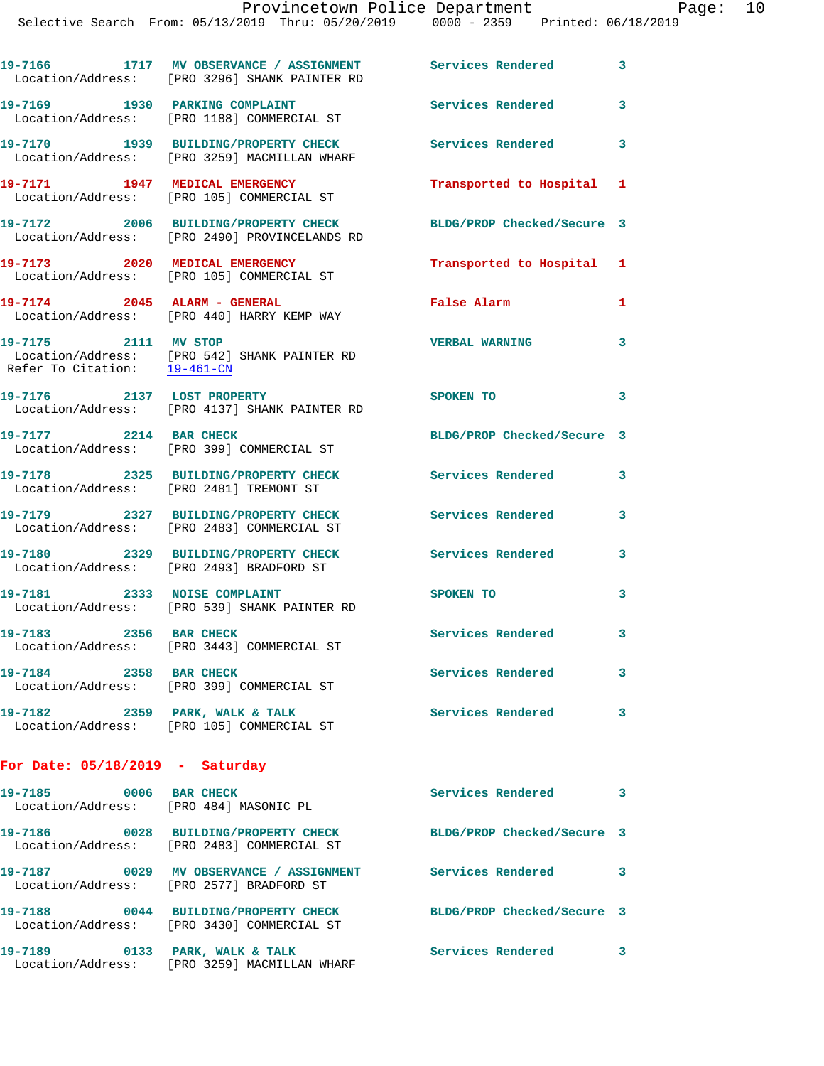19-7166 1717 MV OBSERVANCE / ASSIGNMENT Services Rendered 3
Location/Address: [PRO 3296] SHANK PAINTER RD

19-7169 1930 PARKING COMPLAINT Services Rendered 3
Location/Address: [PRO 1188] COMMERCIAL ST

19-7170 1939 BUILDING/PROPERTY CHECK Services Rendered 3
Location/Address: [PRO 3259] MACMILLAN WHARF

19-7171 1947 MEDICAL EMERGENCY Transported to Hospital 1
Location/Address: [PRO 105] COMMERCIAL ST

19-7172 2006 BUILDING/PROPERTY CHECK BLDG/PROP Checked/Secure 3
Location/Address: [PRO 2490] PROVINCELANDS RD

19-7173 2020 MEDICAL EMERGENCY Transported to Hospital 1
Location/Address: [PRO 105] COMMERCIAL ST

19-7174 2045 ALARM - GENERAL False Alarm 1
Location/Address: [PRO 440] HARRY KEMP WAY

19-7175 2111 MV STOP VERBAL WARNING 3
Location/Address: [PRO 542] SHANK PAINTER RD
Refer To Citation: 19-461-CN

19-7176 2137 LOST PROPERTY SPOKEN TO 3
Location/Address: [PRO 4137] SHANK PAINTER RD

19-7177 2214 BAR CHECK BLDG/PROP Checked/Secure 3
Location/Address: [PRO 399] COMMERCIAL ST

19-7178 2325 BUILDING/PROPERTY CHECK Services Rendered 3
Location/Address: [PRO 2481] TREMONT ST

19-7179 2327 BUILDING/PROPERTY CHECK Services Rendered 3
Location/Address: [PRO 2483] COMMERCIAL ST

19-7180 2329 BUILDING/PROPERTY CHECK Services Rendered 3
Location/Address: [PRO 2493] BRADFORD ST

19-7181 2333 NOISE COMPLAINT SPOKEN TO 3
Location/Address: [PRO 539] SHANK PAINTER RD

19-7183 2356 BAR CHECK Services Rendered 3
Location/Address: [PRO 3443] COMMERCIAL ST

19-7184 2358 BAR CHECK Services Rendered 3
Location/Address: [PRO 399] COMMERCIAL ST

19-7182 2359 PARK, WALK & TALK Services Rendered 3
Location/Address: [PRO 105] COMMERCIAL ST

**For Date: 05/18/2019 - Saturday**

19-7185 0006 BAR CHECK Services Rendered 3
Location/Address: [PRO 484] MASONIC PL

19-7186 0028 BUILDING/PROPERTY CHECK BLDG/PROP Checked/Secure 3
Location/Address: [PRO 2483] COMMERCIAL ST

19-7187 0029 MV OBSERVANCE / ASSIGNMENT Services Rendered 3
Location/Address: [PRO 2577] BRADFORD ST

19-7188 0044 BUILDING/PROPERTY CHECK BLDG/PROP Checked/Secure 3
Location/Address: [PRO 3430] COMMERCIAL ST

19-7189 0133 PARK, WALK & TALK Services Rendered 3
Location/Address: [PRO 3259] MACMILLAN WHARF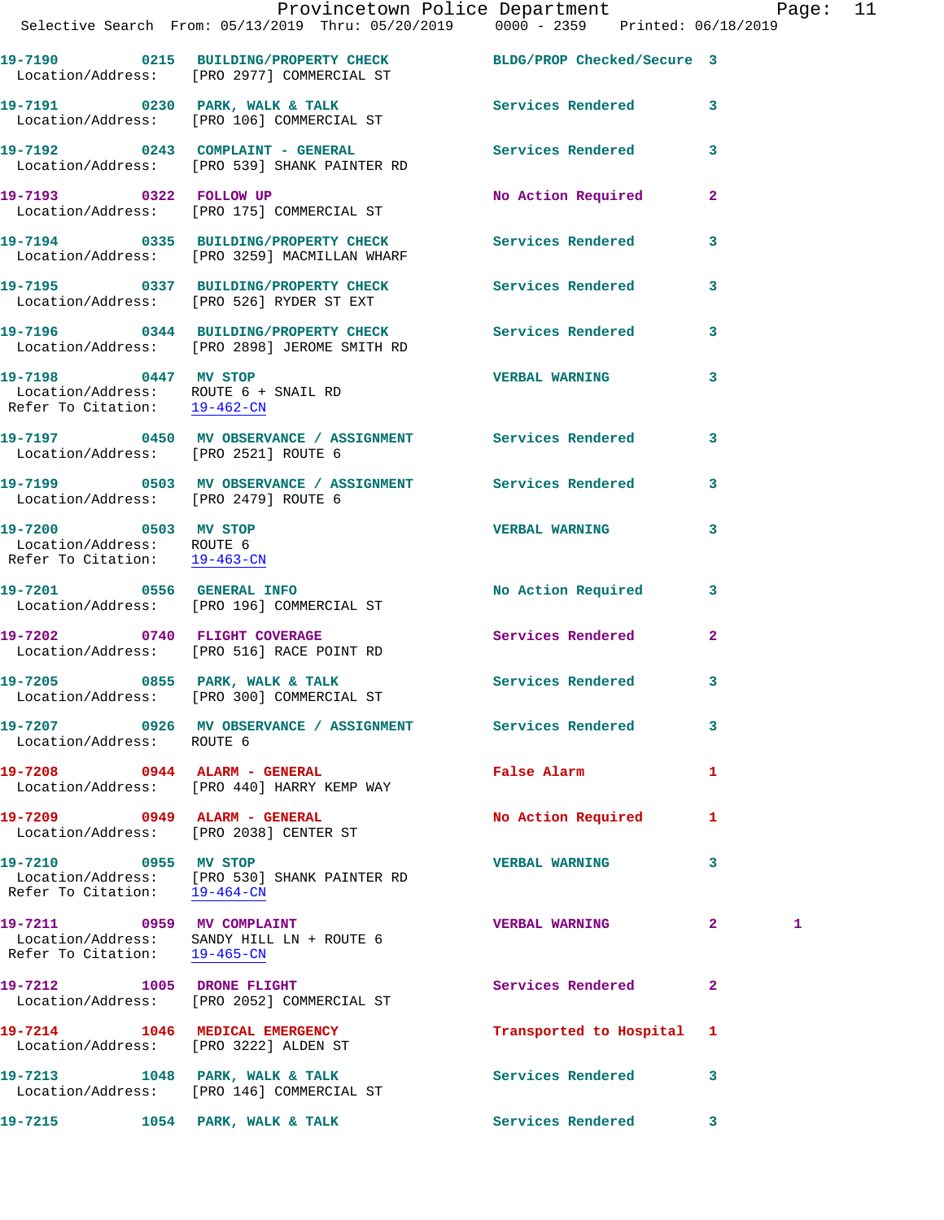Provincetown Police Department

Selective Search From: 05/13/2019 Thru: 05/20/2019 0000 - 2359 Printed: 06/18/2019

```
19-7190        0215   BUILDING/PROPERTY CHECK          BLDG/PROP Checked/Secure  3
  Location/Address:   [PRO 2977] COMMERCIAL ST

19-7191        0230   PARK, WALK & TALK                Services Rendered         3
  Location/Address:   [PRO 106] COMMERCIAL ST

19-7192        0243   COMPLAINT - GENERAL              Services Rendered         3
  Location/Address:   [PRO 539] SHANK PAINTER RD

19-7193        0322   FOLLOW UP                        No Action Required        2
  Location/Address:   [PRO 175] COMMERCIAL ST

19-7194        0335   BUILDING/PROPERTY CHECK          Services Rendered         3
  Location/Address:   [PRO 3259] MACMILLAN WHARF

19-7195        0337   BUILDING/PROPERTY CHECK          Services Rendered         3
  Location/Address:   [PRO 526] RYDER ST EXT

19-7196        0344   BUILDING/PROPERTY CHECK          Services Rendered         3
  Location/Address:   [PRO 2898] JEROME SMITH RD

19-7198        0447   MV STOP                          VERBAL WARNING            3
  Location/Address:   ROUTE 6 + SNAIL RD
 Refer To Citation:   19-462-CN

19-7197        0450   MV OBSERVANCE / ASSIGNMENT       Services Rendered         3
  Location/Address:   [PRO 2521] ROUTE 6

19-7199        0503   MV OBSERVANCE / ASSIGNMENT       Services Rendered         3
  Location/Address:   [PRO 2479] ROUTE 6

19-7200        0503   MV STOP                          VERBAL WARNING            3
  Location/Address:   ROUTE 6
 Refer To Citation:   19-463-CN

19-7201        0556   GENERAL INFO                     No Action Required        3
  Location/Address:   [PRO 196] COMMERCIAL ST

19-7202        0740   FLIGHT COVERAGE                  Services Rendered         2
  Location/Address:   [PRO 516] RACE POINT RD

19-7205        0855   PARK, WALK & TALK                Services Rendered         3
  Location/Address:   [PRO 300] COMMERCIAL ST

19-7207        0926   MV OBSERVANCE / ASSIGNMENT       Services Rendered         3
  Location/Address:   ROUTE 6

19-7208        0944   ALARM - GENERAL                  False Alarm               1
  Location/Address:   [PRO 440] HARRY KEMP WAY

19-7209        0949   ALARM - GENERAL                  No Action Required        1
  Location/Address:   [PRO 2038] CENTER ST

19-7210        0955   MV STOP                          VERBAL WARNING            3
  Location/Address:   [PRO 530] SHANK PAINTER RD
 Refer To Citation:   19-464-CN

19-7211        0959   MV COMPLAINT                     VERBAL WARNING            2        1
  Location/Address:   SANDY HILL LN + ROUTE 6
 Refer To Citation:   19-465-CN

19-7212        1005   DRONE FLIGHT                     Services Rendered         2
  Location/Address:   [PRO 2052] COMMERCIAL ST

19-7214        1046   MEDICAL EMERGENCY                Transported to Hospital   1
  Location/Address:   [PRO 3222] ALDEN ST

19-7213        1048   PARK, WALK & TALK                Services Rendered         3
  Location/Address:   [PRO 146] COMMERCIAL ST

19-7215        1054   PARK, WALK & TALK                Services Rendered         3
```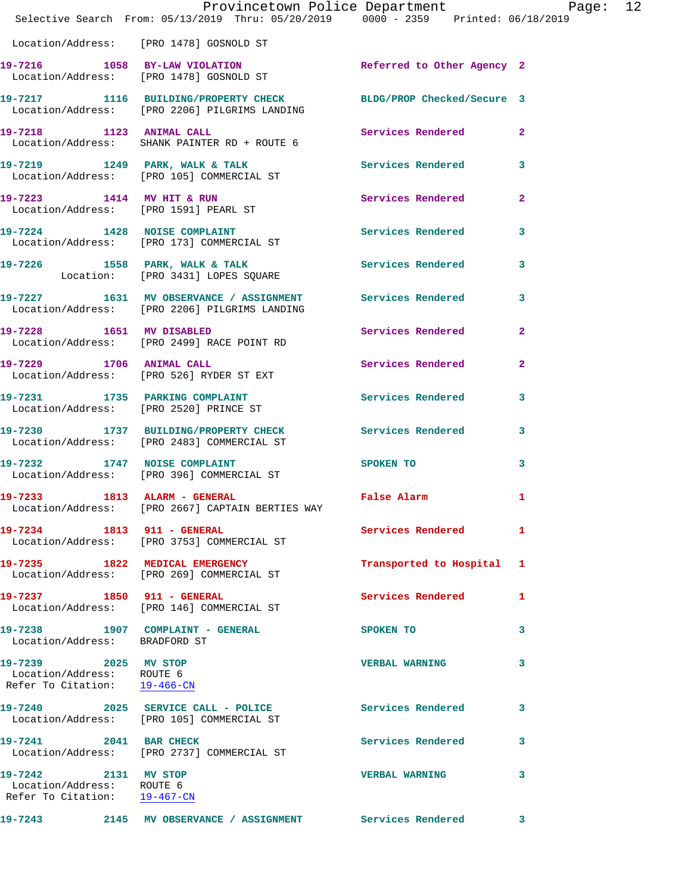Location/Address: [PRO 1478] GOSNOLD ST

**19-7216 1058 BY-LAW VIOLATION** Referred to Other Agency 2
Location/Address: [PRO 1478] GOSNOLD ST

**19-7217 1116 BUILDING/PROPERTY CHECK** BLDG/PROP Checked/Secure 3
Location/Address: [PRO 2206] PILGRIMS LANDING

**19-7218 1123 ANIMAL CALL** Services Rendered 2
Location/Address: SHANK PAINTER RD + ROUTE 6

**19-7219 1249 PARK, WALK & TALK** Services Rendered 3
Location/Address: [PRO 105] COMMERCIAL ST

**19-7223 1414 MV HIT & RUN** Services Rendered 2
Location/Address: [PRO 1591] PEARL ST

**19-7224 1428 NOISE COMPLAINT** Services Rendered 3
Location/Address: [PRO 173] COMMERCIAL ST

**19-7226 1558 PARK, WALK & TALK** Services Rendered 3
Location: [PRO 3431] LOPES SQUARE

**19-7227 1631 MV OBSERVANCE / ASSIGNMENT** Services Rendered 3
Location/Address: [PRO 2206] PILGRIMS LANDING

**19-7228 1651 MV DISABLED** Services Rendered 2
Location/Address: [PRO 2499] RACE POINT RD

**19-7229 1706 ANIMAL CALL** Services Rendered 2
Location/Address: [PRO 526] RYDER ST EXT

**19-7231 1735 PARKING COMPLAINT** Services Rendered 3
Location/Address: [PRO 2520] PRINCE ST

**19-7230 1737 BUILDING/PROPERTY CHECK** Services Rendered 3
Location/Address: [PRO 2483] COMMERCIAL ST

**19-7232 1747 NOISE COMPLAINT** SPOKEN TO 3
Location/Address: [PRO 396] COMMERCIAL ST

**19-7233 1813 ALARM - GENERAL** False Alarm 1
Location/Address: [PRO 2667] CAPTAIN BERTIES WAY

**19-7234 1813 911 - GENERAL** Services Rendered 1
Location/Address: [PRO 3753] COMMERCIAL ST

**19-7235 1822 MEDICAL EMERGENCY** Transported to Hospital 1
Location/Address: [PRO 269] COMMERCIAL ST

**19-7237 1850 911 - GENERAL** Services Rendered 1
Location/Address: [PRO 146] COMMERCIAL ST

**19-7238 1907 COMPLAINT - GENERAL** SPOKEN TO 3
Location/Address: BRADFORD ST

**19-7239 2025 MV STOP** VERBAL WARNING 3
Location/Address: ROUTE 6
Refer To Citation: 19-466-CN

**19-7240 2025 SERVICE CALL - POLICE** Services Rendered 3
Location/Address: [PRO 105] COMMERCIAL ST

**19-7241 2041 BAR CHECK** Services Rendered 3
Location/Address: [PRO 2737] COMMERCIAL ST

**19-7242 2131 MV STOP** VERBAL WARNING 3
Location/Address: ROUTE 6
Refer To Citation: 19-467-CN

**19-7243 2145 MV OBSERVANCE / ASSIGNMENT** Services Rendered 3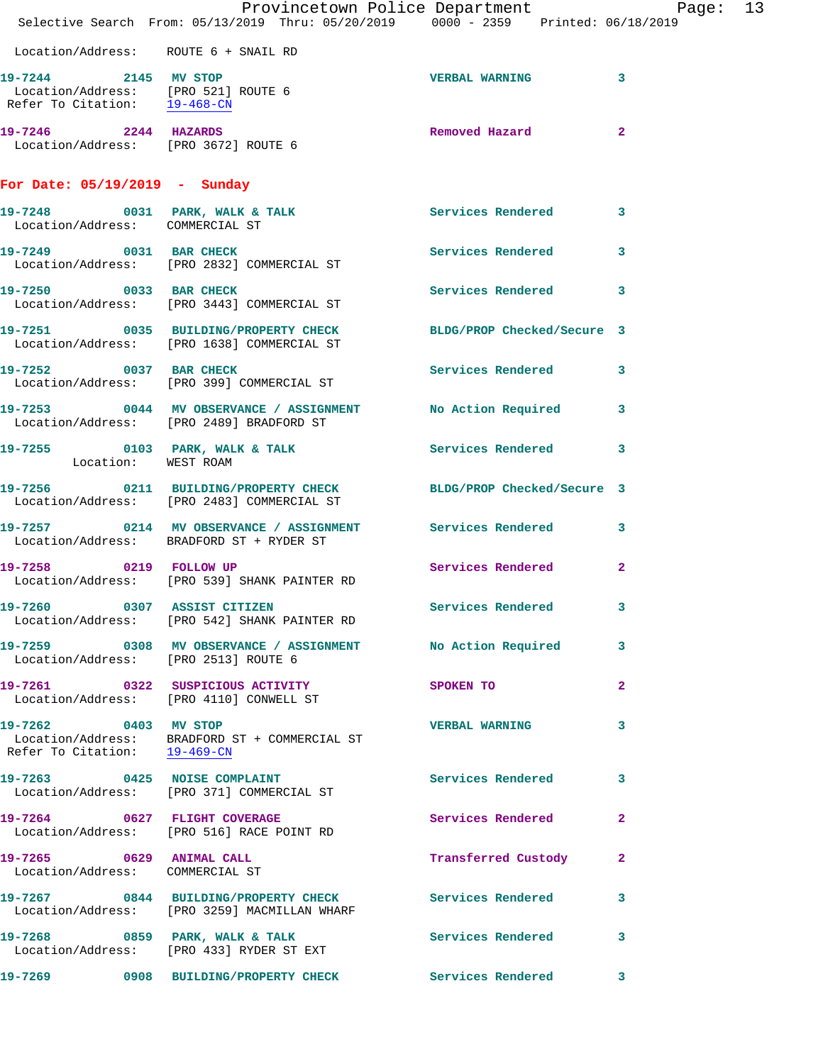Location/Address: ROUTE 6 + SNAIL RD

**19-7244 2145 MV STOP** VERBAL WARNING 3
Location/Address: [PRO 521] ROUTE 6
Refer To Citation: 19-468-CN

**19-7246 2244 HAZARDS** Removed Hazard 2
Location/Address: [PRO 3672] ROUTE 6

## For Date: 05/19/2019 - Sunday

**19-7248 0031 PARK, WALK & TALK** Services Rendered 3
Location/Address: COMMERCIAL ST

**19-7249 0031 BAR CHECK** Services Rendered 3
Location/Address: [PRO 2832] COMMERCIAL ST

**19-7250 0033 BAR CHECK** Services Rendered 3
Location/Address: [PRO 3443] COMMERCIAL ST

**19-7251 0035 BUILDING/PROPERTY CHECK** BLDG/PROP Checked/Secure 3
Location/Address: [PRO 1638] COMMERCIAL ST

**19-7252 0037 BAR CHECK** Services Rendered 3
Location/Address: [PRO 399] COMMERCIAL ST

**19-7253 0044 MV OBSERVANCE / ASSIGNMENT** No Action Required 3
Location/Address: [PRO 2489] BRADFORD ST

**19-7255 0103 PARK, WALK & TALK** Services Rendered 3
Location: WEST ROAM

**19-7256 0211 BUILDING/PROPERTY CHECK** BLDG/PROP Checked/Secure 3
Location/Address: [PRO 2483] COMMERCIAL ST

**19-7257 0214 MV OBSERVANCE / ASSIGNMENT** Services Rendered 3
Location/Address: BRADFORD ST + RYDER ST

**19-7258 0219 FOLLOW UP** Services Rendered 2
Location/Address: [PRO 539] SHANK PAINTER RD

**19-7260 0307 ASSIST CITIZEN** Services Rendered 3
Location/Address: [PRO 542] SHANK PAINTER RD

**19-7259 0308 MV OBSERVANCE / ASSIGNMENT** No Action Required 3
Location/Address: [PRO 2513] ROUTE 6

**19-7261 0322 SUSPICIOUS ACTIVITY** SPOKEN TO 2
Location/Address: [PRO 4110] CONWELL ST

**19-7262 0403 MV STOP** VERBAL WARNING 3
Location/Address: BRADFORD ST + COMMERCIAL ST
Refer To Citation: 19-469-CN

**19-7263 0425 NOISE COMPLAINT** Services Rendered 3
Location/Address: [PRO 371] COMMERCIAL ST

**19-7264 0627 FLIGHT COVERAGE** Services Rendered 2
Location/Address: [PRO 516] RACE POINT RD

**19-7265 0629 ANIMAL CALL** Transferred Custody 2
Location/Address: COMMERCIAL ST

**19-7267 0844 BUILDING/PROPERTY CHECK** Services Rendered 3
Location/Address: [PRO 3259] MACMILLAN WHARF

**19-7268 0859 PARK, WALK & TALK** Services Rendered 3
Location/Address: [PRO 433] RYDER ST EXT

**19-7269 0908 BUILDING/PROPERTY CHECK** Services Rendered 3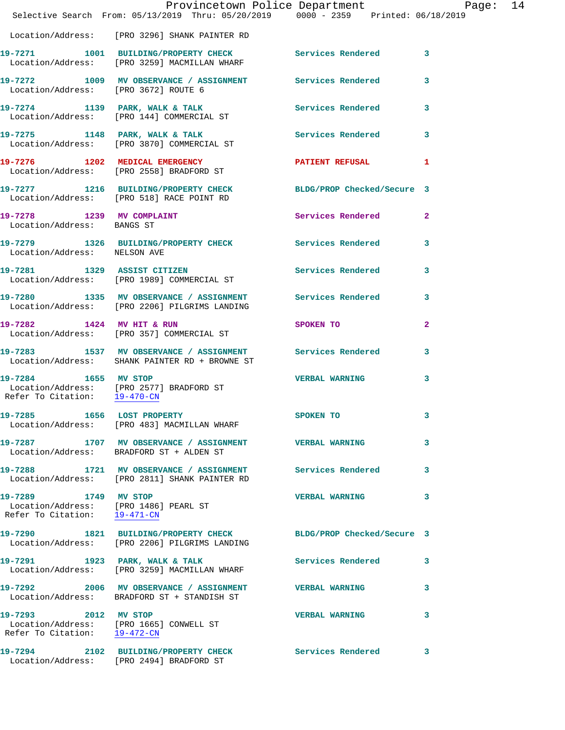Location/Address: [PRO 3296] SHANK PAINTER RD

| Call # | Time | Call Type | Disposition | Priority |
|---|---|---|---|---|
| 19-7271 | 1001 | BUILDING/PROPERTY CHECK | Services Rendered | 3 |
| | | Location/Address: [PRO 3259] MACMILLAN WHARF | | |
| 19-7272 | 1009 | MV OBSERVANCE / ASSIGNMENT | Services Rendered | 3 |
| | | Location/Address: [PRO 3672] ROUTE 6 | | |
| 19-7274 | 1139 | PARK, WALK & TALK | Services Rendered | 3 |
| | | Location/Address: [PRO 144] COMMERCIAL ST | | |
| 19-7275 | 1148 | PARK, WALK & TALK | Services Rendered | 3 |
| | | Location/Address: [PRO 3870] COMMERCIAL ST | | |
| 19-7276 | 1202 | MEDICAL EMERGENCY | PATIENT REFUSAL | 1 |
| | | Location/Address: [PRO 2558] BRADFORD ST | | |
| 19-7277 | 1216 | BUILDING/PROPERTY CHECK | BLDG/PROP Checked/Secure | 3 |
| | | Location/Address: [PRO 518] RACE POINT RD | | |
| 19-7278 | 1239 | MV COMPLAINT | Services Rendered | 2 |
| | | Location/Address: BANGS ST | | |
| 19-7279 | 1326 | BUILDING/PROPERTY CHECK | Services Rendered | 3 |
| | | Location/Address: NELSON AVE | | |
| 19-7281 | 1329 | ASSIST CITIZEN | Services Rendered | 3 |
| | | Location/Address: [PRO 1989] COMMERCIAL ST | | |
| 19-7280 | 1335 | MV OBSERVANCE / ASSIGNMENT | Services Rendered | 3 |
| | | Location/Address: [PRO 2206] PILGRIMS LANDING | | |
| 19-7282 | 1424 | MV HIT & RUN | SPOKEN TO | 2 |
| | | Location/Address: [PRO 357] COMMERCIAL ST | | |
| 19-7283 | 1537 | MV OBSERVANCE / ASSIGNMENT | Services Rendered | 3 |
| | | Location/Address: SHANK PAINTER RD + BROWNE ST | | |
| 19-7284 | 1655 | MV STOP | VERBAL WARNING | 3 |
| | | Location/Address: [PRO 2577] BRADFORD ST | | |
| | | Refer To Citation: 19-470-CN | | |
| 19-7285 | 1656 | LOST PROPERTY | SPOKEN TO | 3 |
| | | Location/Address: [PRO 483] MACMILLAN WHARF | | |
| 19-7287 | 1707 | MV OBSERVANCE / ASSIGNMENT | VERBAL WARNING | 3 |
| | | Location/Address: BRADFORD ST + ALDEN ST | | |
| 19-7288 | 1721 | MV OBSERVANCE / ASSIGNMENT | Services Rendered | 3 |
| | | Location/Address: [PRO 2811] SHANK PAINTER RD | | |
| 19-7289 | 1749 | MV STOP | VERBAL WARNING | 3 |
| | | Location/Address: [PRO 1486] PEARL ST | | |
| | | Refer To Citation: 19-471-CN | | |
| 19-7290 | 1821 | BUILDING/PROPERTY CHECK | BLDG/PROP Checked/Secure | 3 |
| | | Location/Address: [PRO 2206] PILGRIMS LANDING | | |
| 19-7291 | 1923 | PARK, WALK & TALK | Services Rendered | 3 |
| | | Location/Address: [PRO 3259] MACMILLAN WHARF | | |
| 19-7292 | 2006 | MV OBSERVANCE / ASSIGNMENT | VERBAL WARNING | 3 |
| | | Location/Address: BRADFORD ST + STANDISH ST | | |
| 19-7293 | 2012 | MV STOP | VERBAL WARNING | 3 |
| | | Location/Address: [PRO 1665] CONWELL ST | | |
| | | Refer To Citation: 19-472-CN | | |
| 19-7294 | 2102 | BUILDING/PROPERTY CHECK | Services Rendered | 3 |
| | | Location/Address: [PRO 2494] BRADFORD ST | | |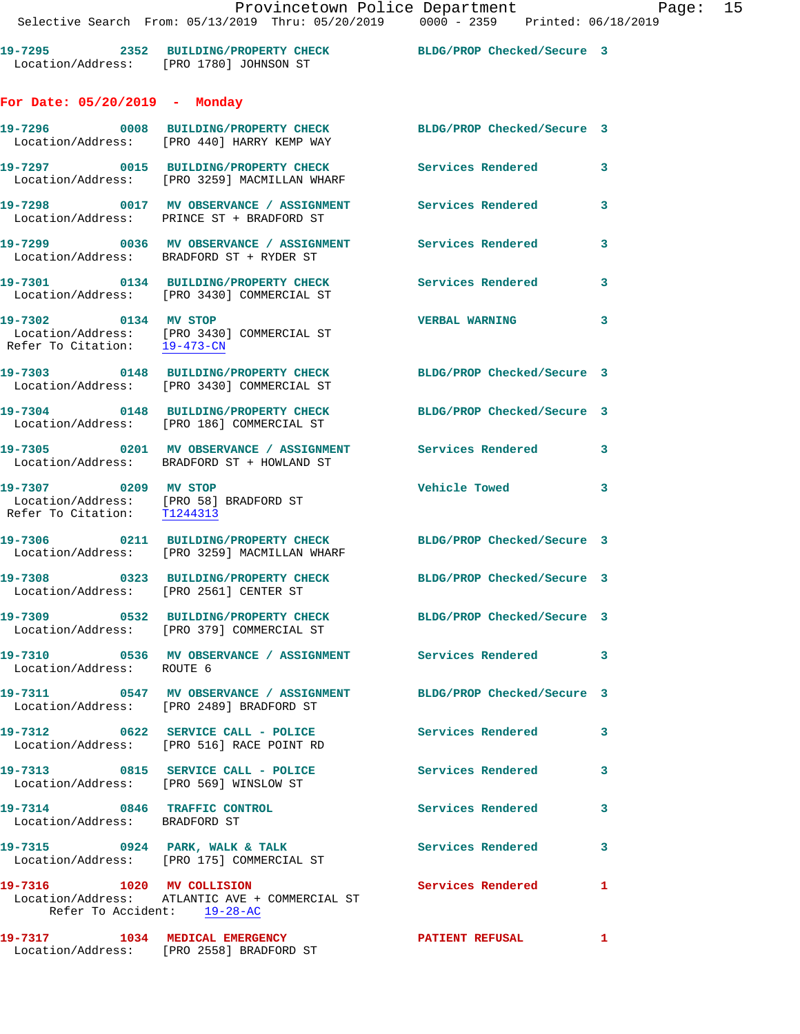**19-7295 2352 BUILDING/PROPERTY CHECK** BLDG/PROP Checked/Secure 3
Location/Address: [PRO 1780] JOHNSON ST

## For Date: 05/20/2019 - Monday

**19-7296 0008 BUILDING/PROPERTY CHECK** BLDG/PROP Checked/Secure 3
Location/Address: [PRO 440] HARRY KEMP WAY

**19-7297 0015 BUILDING/PROPERTY CHECK** Services Rendered 3
Location/Address: [PRO 3259] MACMILLAN WHARF

**19-7298 0017 MV OBSERVANCE / ASSIGNMENT** Services Rendered 3
Location/Address: PRINCE ST + BRADFORD ST

**19-7299 0036 MV OBSERVANCE / ASSIGNMENT** Services Rendered 3
Location/Address: BRADFORD ST + RYDER ST

**19-7301 0134 BUILDING/PROPERTY CHECK** Services Rendered 3
Location/Address: [PRO 3430] COMMERCIAL ST

**19-7302 0134 MV STOP** VERBAL WARNING 3
Location/Address: [PRO 3430] COMMERCIAL ST
Refer To Citation: 19-473-CN

**19-7303 0148 BUILDING/PROPERTY CHECK** BLDG/PROP Checked/Secure 3
Location/Address: [PRO 3430] COMMERCIAL ST

**19-7304 0148 BUILDING/PROPERTY CHECK** BLDG/PROP Checked/Secure 3
Location/Address: [PRO 186] COMMERCIAL ST

**19-7305 0201 MV OBSERVANCE / ASSIGNMENT** Services Rendered 3
Location/Address: BRADFORD ST + HOWLAND ST

**19-7307 0209 MV STOP** Vehicle Towed 3
Location/Address: [PRO 58] BRADFORD ST
Refer To Citation: T1244313

**19-7306 0211 BUILDING/PROPERTY CHECK** BLDG/PROP Checked/Secure 3
Location/Address: [PRO 3259] MACMILLAN WHARF

**19-7308 0323 BUILDING/PROPERTY CHECK** BLDG/PROP Checked/Secure 3
Location/Address: [PRO 2561] CENTER ST

**19-7309 0532 BUILDING/PROPERTY CHECK** BLDG/PROP Checked/Secure 3
Location/Address: [PRO 379] COMMERCIAL ST

**19-7310 0536 MV OBSERVANCE / ASSIGNMENT** Services Rendered 3
Location/Address: ROUTE 6

**19-7311 0547 MV OBSERVANCE / ASSIGNMENT** BLDG/PROP Checked/Secure 3
Location/Address: [PRO 2489] BRADFORD ST

**19-7312 0622 SERVICE CALL - POLICE** Services Rendered 3
Location/Address: [PRO 516] RACE POINT RD

**19-7313 0815 SERVICE CALL - POLICE** Services Rendered 3
Location/Address: [PRO 569] WINSLOW ST

**19-7314 0846 TRAFFIC CONTROL** Services Rendered 3
Location/Address: BRADFORD ST

**19-7315 0924 PARK, WALK & TALK** Services Rendered 3
Location/Address: [PRO 175] COMMERCIAL ST

**19-7316 1020 MV COLLISION** Services Rendered 1
Location/Address: ATLANTIC AVE + COMMERCIAL ST
Refer To Accident: 19-28-AC

**19-7317 1034 MEDICAL EMERGENCY** PATIENT REFUSAL 1
Location/Address: [PRO 2558] BRADFORD ST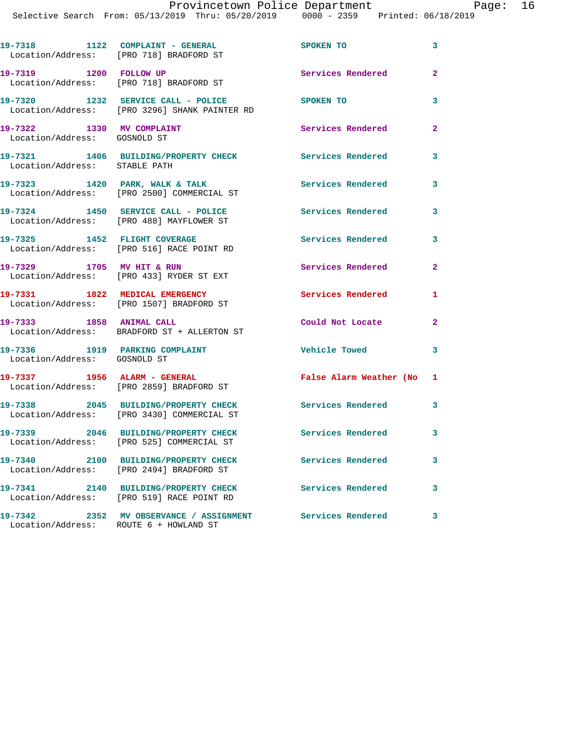| | | | | |
|---|---|---|---|---|
| 19-7318 | 1122 | COMPLAINT - GENERAL | SPOKEN TO | 3 |
| Location/Address: | | [PRO 718] BRADFORD ST | | |
| 19-7319 | 1200 | FOLLOW UP | Services Rendered | 2 |
| Location/Address: | | [PRO 718] BRADFORD ST | | |
| 19-7320 | 1232 | SERVICE CALL - POLICE | SPOKEN TO | 3 |
| Location/Address: | | [PRO 3296] SHANK PAINTER RD | | |
| 19-7322 | 1330 | MV COMPLAINT | Services Rendered | 2 |
| Location/Address: | | GOSNOLD ST | | |
| 19-7321 | 1406 | BUILDING/PROPERTY CHECK | Services Rendered | 3 |
| Location/Address: | | STABLE PATH | | |
| 19-7323 | 1420 | PARK, WALK & TALK | Services Rendered | 3 |
| Location/Address: | | [PRO 2500] COMMERCIAL ST | | |
| 19-7324 | 1450 | SERVICE CALL - POLICE | Services Rendered | 3 |
| Location/Address: | | [PRO 488] MAYFLOWER ST | | |
| 19-7325 | 1452 | FLIGHT COVERAGE | Services Rendered | 3 |
| Location/Address: | | [PRO 516] RACE POINT RD | | |
| 19-7329 | 1705 | MV HIT & RUN | Services Rendered | 2 |
| Location/Address: | | [PRO 433] RYDER ST EXT | | |
| 19-7331 | 1822 | MEDICAL EMERGENCY | Services Rendered | 1 |
| Location/Address: | | [PRO 1507] BRADFORD ST | | |
| 19-7333 | 1858 | ANIMAL CALL | Could Not Locate | 2 |
| Location/Address: | | BRADFORD ST + ALLERTON ST | | |
| 19-7336 | 1919 | PARKING COMPLAINT | Vehicle Towed | 3 |
| Location/Address: | | GOSNOLD ST | | |
| 19-7337 | 1956 | ALARM - GENERAL | False Alarm Weather (No | 1 |
| Location/Address: | | [PRO 2859] BRADFORD ST | | |
| 19-7338 | 2045 | BUILDING/PROPERTY CHECK | Services Rendered | 3 |
| Location/Address: | | [PRO 3430] COMMERCIAL ST | | |
| 19-7339 | 2046 | BUILDING/PROPERTY CHECK | Services Rendered | 3 |
| Location/Address: | | [PRO 525] COMMERCIAL ST | | |
| 19-7340 | 2100 | BUILDING/PROPERTY CHECK | Services Rendered | 3 |
| Location/Address: | | [PRO 2494] BRADFORD ST | | |
| 19-7341 | 2140 | BUILDING/PROPERTY CHECK | Services Rendered | 3 |
| Location/Address: | | [PRO 519] RACE POINT RD | | |
| 19-7342 | 2352 | MV OBSERVANCE / ASSIGNMENT | Services Rendered | 3 |
| Location/Address: | | ROUTE 6 + HOWLAND ST | | |